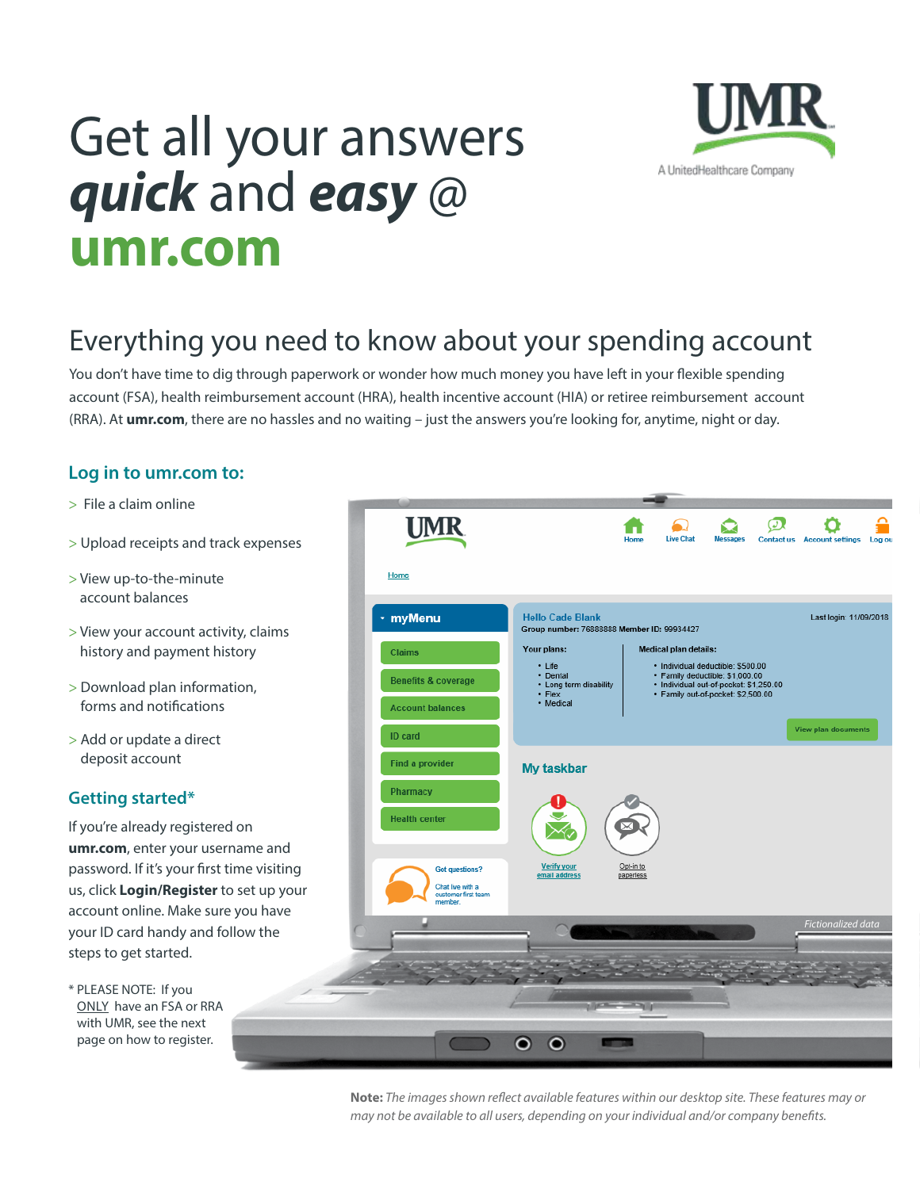# Get all your answers *quick* and *easy* @ umr.com

UMR
A UnitedHealthcare Company

## Everything you need to know about your spending account

You don't have time to dig through paperwork or wonder how much money you have left in your flexible spending account (FSA), health reimbursement account (HRA), health incentive account (HIA) or retiree reimbursement account (RRA). At **umr.com**, there are no hassles and no waiting – just the answers you're looking for, anytime, night or day.

### Log in to umr.com to:

> File a claim online

> Upload receipts and track expenses

> View up-to-the-minute account balances

> View your account activity, claims history and payment history

> Download plan information, forms and notifications

> Add or update a direct deposit account

### Getting started*

If you're already registered on **umr.com**, enter your username and password. If it's your first time visiting us, click **Login/Register** to set up your account online. Make sure you have your ID card handy and follow the steps to get started.

* PLEASE NOTE: If you ONLY have an FSA or RRA with UMR, see the next page on how to register.

**Note:** *The images shown reflect available features within our desktop site. These features may or may not be available to all users, depending on your individual and/or company benefits.*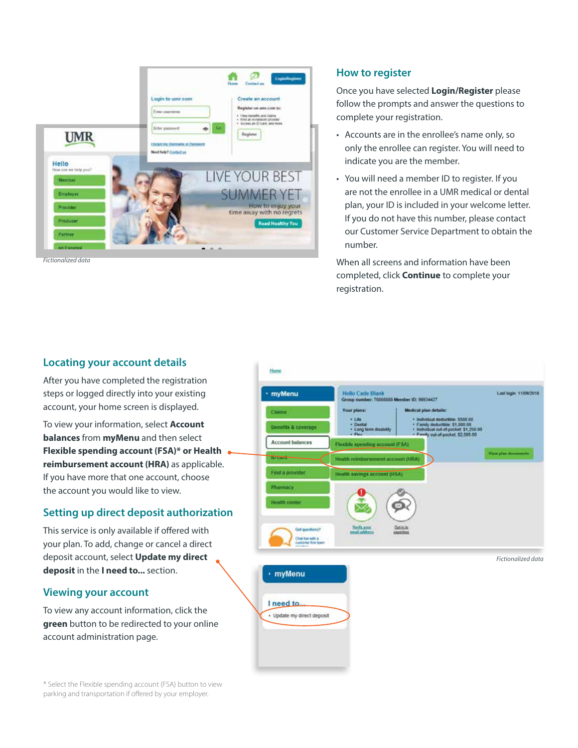*Fictionalized data*

## How to register

Once you have selected **Login/Register** please follow the prompts and answer the questions to complete your registration.

- Accounts are in the enrollee's name only, so only the enrollee can register. You will need to indicate you are the member.
- You will need a member ID to register. If you are not the enrollee in a UMR medical or dental plan, your ID is included in your welcome letter. If you do not have this number, please contact our Customer Service Department to obtain the number.

When all screens and information have been completed, click **Continue** to complete your registration.

## Locating your account details

After you have completed the registration steps or logged directly into your existing account, your home screen is displayed.

To view your information, select **Account balances** from **myMenu** and then select **Flexible spending account (FSA)\* or Health reimbursement account (HRA)** as applicable. If you have more that one account, choose the account you would like to view.

## Setting up direct deposit authorization

This service is only available if offered with your plan. To add, change or cancel a direct deposit account, select **Update my direct deposit** in the **I need to...** section.

## Viewing your account

To view any account information, click the **green** button to be redirected to your online account administration page.

*Fictionalized data*

\* Select the Flexible spending account (FSA) button to view parking and transportation if offered by your employer.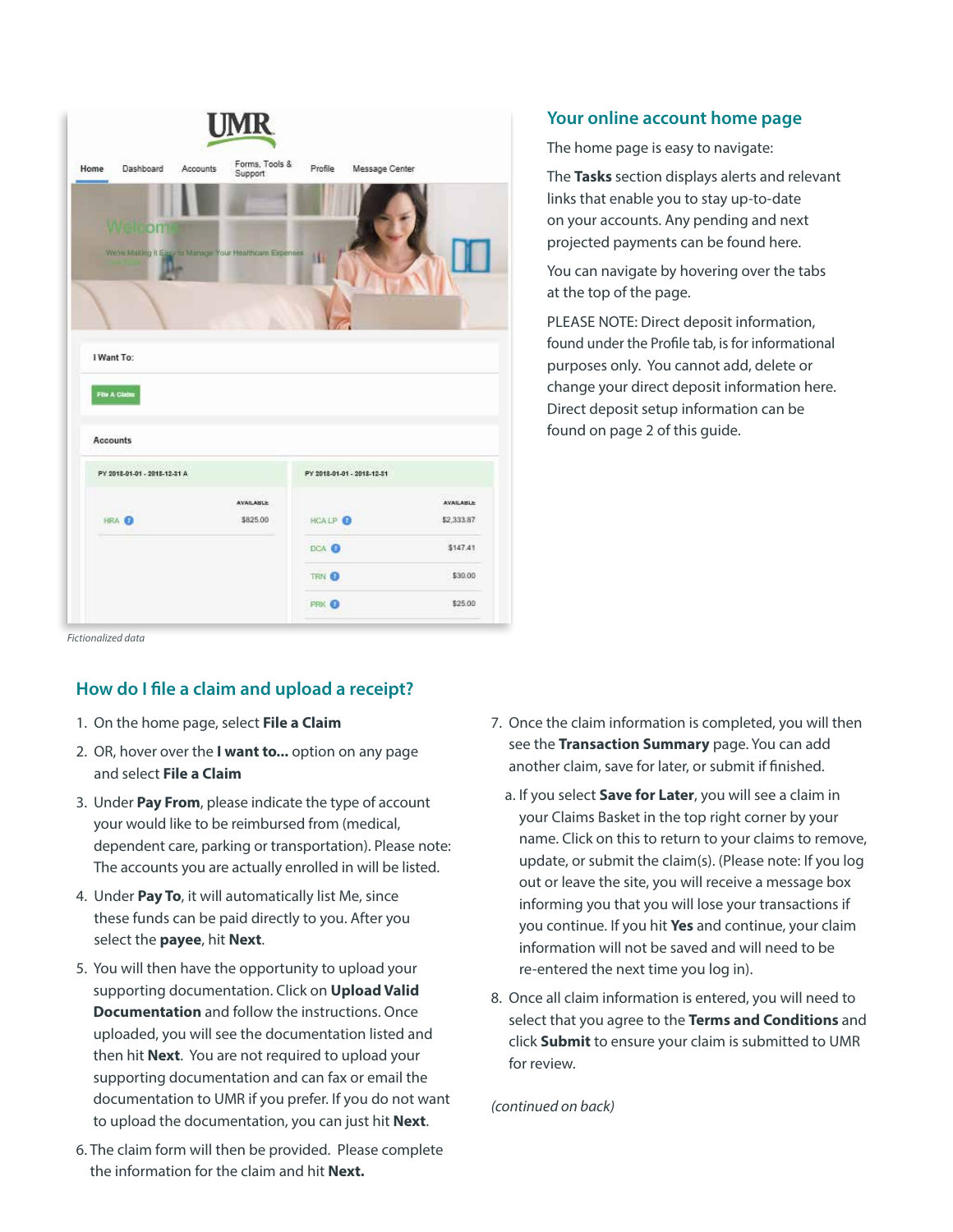*Fictionalized data*

## Your online account home page

The home page is easy to navigate:

The **Tasks** section displays alerts and relevant links that enable you to stay up-to-date on your accounts. Any pending and next projected payments can be found here.

You can navigate by hovering over the tabs at the top of the page.

PLEASE NOTE: Direct deposit information, found under the Profile tab, is for informational purposes only. You cannot add, delete or change your direct deposit information here. Direct deposit setup information can be found on page 2 of this guide.

## How do I file a claim and upload a receipt?

1. On the home page, select **File a Claim**
2. OR, hover over the **I want to...** option on any page and select **File a Claim**
3. Under **Pay From**, please indicate the type of account your would like to be reimbursed from (medical, dependent care, parking or transportation). Please note: The accounts you are actually enrolled in will be listed.
4. Under **Pay To**, it will automatically list Me, since these funds can be paid directly to you. After you select the **payee**, hit **Next**.
5. You will then have the opportunity to upload your supporting documentation. Click on **Upload Valid Documentation** and follow the instructions. Once uploaded, you will see the documentation listed and then hit **Next**. You are not required to upload your supporting documentation and can fax or email the documentation to UMR if you prefer. If you do not want to upload the documentation, you can just hit **Next**.
6. The claim form will then be provided. Please complete the information for the claim and hit **Next.**
7. Once the claim information is completed, you will then see the **Transaction Summary** page. You can add another claim, save for later, or submit if finished.
   a. If you select **Save for Later**, you will see a claim in your Claims Basket in the top right corner by your name. Click on this to return to your claims to remove, update, or submit the claim(s). (Please note: If you log out or leave the site, you will receive a message box informing you that you will lose your transactions if you continue. If you hit **Yes** and continue, your claim information will not be saved and will need to be re-entered the next time you log in).
8. Once all claim information is entered, you will need to select that you agree to the **Terms and Conditions** and click **Submit** to ensure your claim is submitted to UMR for review.

*(continued on back)*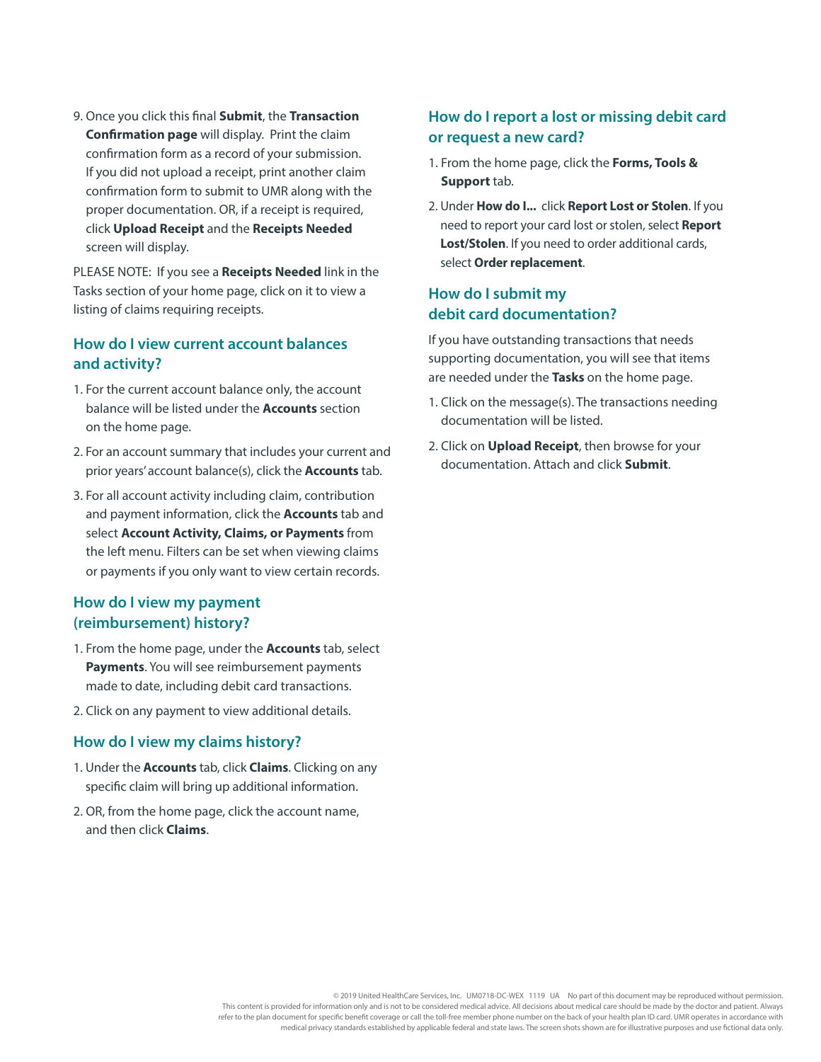9. Once you click this final **Submit**, the **Transaction Confirmation page** will display. Print the claim confirmation form as a record of your submission. If you did not upload a receipt, print another claim confirmation form to submit to UMR along with the proper documentation. OR, if a receipt is required, click **Upload Receipt** and the **Receipts Needed** screen will display.

PLEASE NOTE: If you see a **Receipts Needed** link in the Tasks section of your home page, click on it to view a listing of claims requiring receipts.

## How do I view current account balances and activity?

1. For the current account balance only, the account balance will be listed under the **Accounts** section on the home page.
2. For an account summary that includes your current and prior years' account balance(s), click the **Accounts** tab.
3. For all account activity including claim, contribution and payment information, click the **Accounts** tab and select **Account Activity, Claims, or Payments** from the left menu. Filters can be set when viewing claims or payments if you only want to view certain records.

## How do I view my payment (reimbursement) history?

1. From the home page, under the **Accounts** tab, select **Payments**. You will see reimbursement payments made to date, including debit card transactions.
2. Click on any payment to view additional details.

## How do I view my claims history?

1. Under the **Accounts** tab, click **Claims**. Clicking on any specific claim will bring up additional information.
2. OR, from the home page, click the account name, and then click **Claims**.

## How do I report a lost or missing debit card or request a new card?

1. From the home page, click the **Forms, Tools & Support** tab.
2. Under **How do I...** click **Report Lost or Stolen**. If you need to report your card lost or stolen, select **Report Lost/Stolen**. If you need to order additional cards, select **Order replacement**.

## How do I submit my debit card documentation?

If you have outstanding transactions that needs supporting documentation, you will see that items are needed under the **Tasks** on the home page.

1. Click on the message(s). The transactions needing documentation will be listed.
2. Click on **Upload Receipt**, then browse for your documentation. Attach and click **Submit**.

© 2019 United HealthCare Services, Inc. UM0718-DC-WEX 1119 UA No part of this document may be reproduced without permission. This content is provided for information only and is not to be considered medical advice. All decisions about medical care should be made by the doctor and patient. Always refer to the plan document for specific benefit coverage or call the toll-free member phone number on the back of your health plan ID card. UMR operates in accordance with medical privacy standards established by applicable federal and state laws. The screen shots shown are for illustrative purposes and use fictional data only.